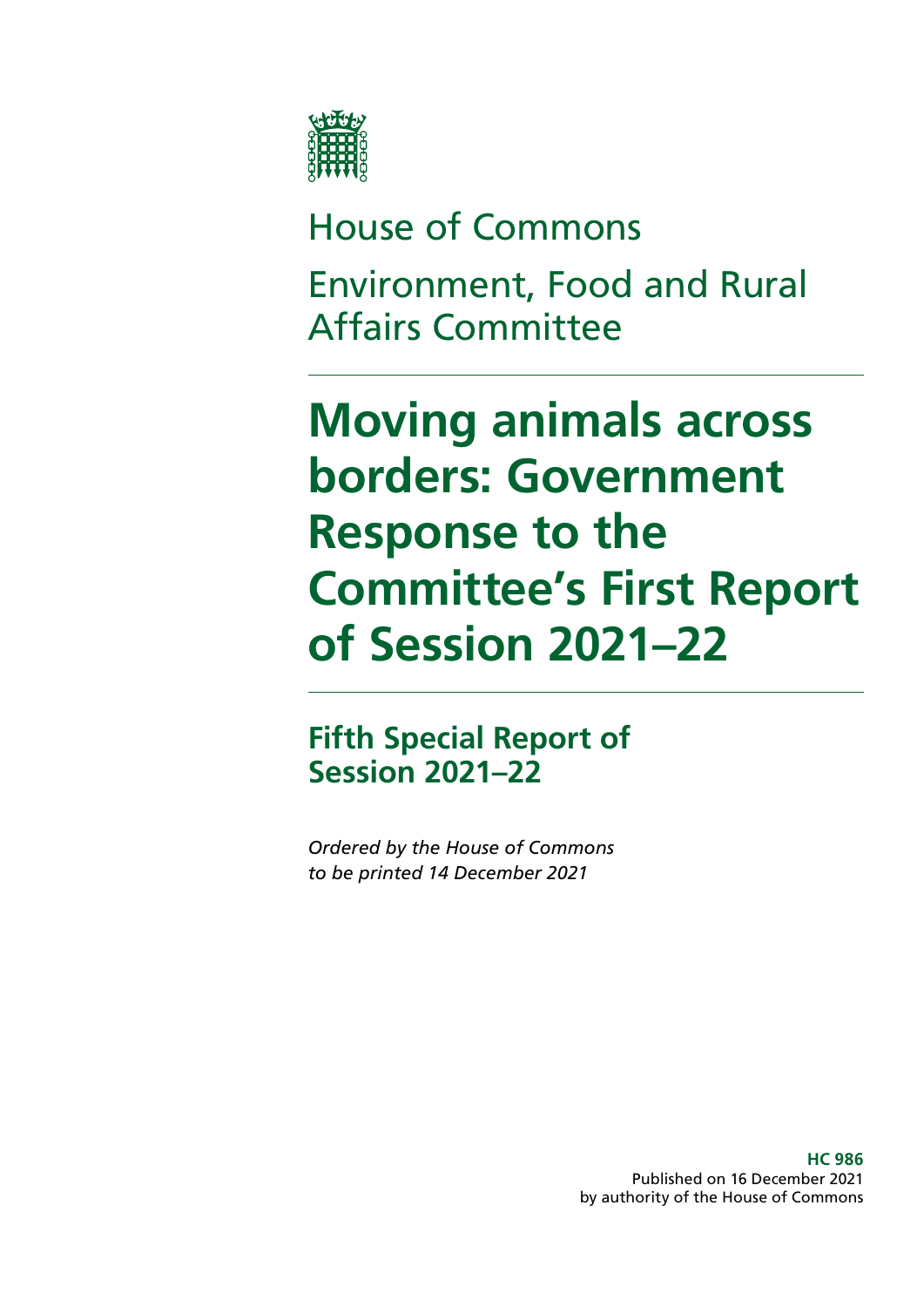House of Commons

Environment, Food and Rural Affairs Committee

# Moving animals across borders: Government Response to the Committee's First Report of Session 2021–22

## Fifth Special Report of Session 2021–22

*Ordered by the House of Commons to be printed 14 December 2021*

**HC 986**
Published on 16 December 2021
by authority of the House of Commons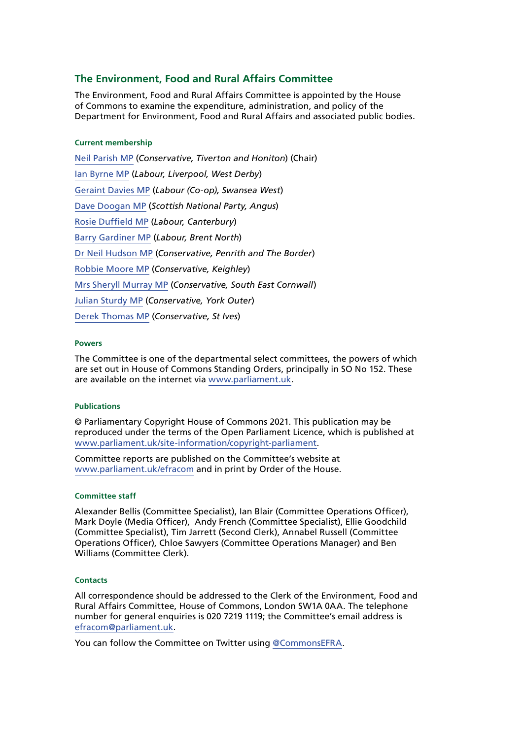## The Environment, Food and Rural Affairs Committee

The Environment, Food and Rural Affairs Committee is appointed by the House of Commons to examine the expenditure, administration, and policy of the Department for Environment, Food and Rural Affairs and associated public bodies.

#### Current membership

[Neil Parish MP](https://members.parliament.uk/) (*Conservative, Tiverton and Honiton*) (Chair)

Ian Byrne MP (*Labour, Liverpool, West Derby*)

Geraint Davies MP (*Labour (Co-op), Swansea West*)

Dave Doogan MP (*Scottish National Party, Angus*)

Rosie Duffield MP (*Labour, Canterbury*)

Barry Gardiner MP (*Labour, Brent North*)

Dr Neil Hudson MP (*Conservative, Penrith and The Border*)

Robbie Moore MP (*Conservative, Keighley*)

Mrs Sheryll Murray MP (*Conservative, South East Cornwall*)

Julian Sturdy MP (*Conservative, York Outer*)

Derek Thomas MP (*Conservative, St Ives*)

#### Powers

The Committee is one of the departmental select committees, the powers of which are set out in House of Commons Standing Orders, principally in SO No 152. These are available on the internet via www.parliament.uk.

#### Publications

© Parliamentary Copyright House of Commons 2021. This publication may be reproduced under the terms of the Open Parliament Licence, which is published at www.parliament.uk/site-information/copyright-parliament.

Committee reports are published on the Committee's website at www.parliament.uk/efracom and in print by Order of the House.

#### Committee staff

Alexander Bellis (Committee Specialist), Ian Blair (Committee Operations Officer), Mark Doyle (Media Officer), Andy French (Committee Specialist), Ellie Goodchild (Committee Specialist), Tim Jarrett (Second Clerk), Annabel Russell (Committee Operations Officer), Chloe Sawyers (Committee Operations Manager) and Ben Williams (Committee Clerk).

#### Contacts

All correspondence should be addressed to the Clerk of the Environment, Food and Rural Affairs Committee, House of Commons, London SW1A 0AA. The telephone number for general enquiries is 020 7219 1119; the Committee's email address is efracom@parliament.uk.

You can follow the Committee on Twitter using @CommonsEFRA.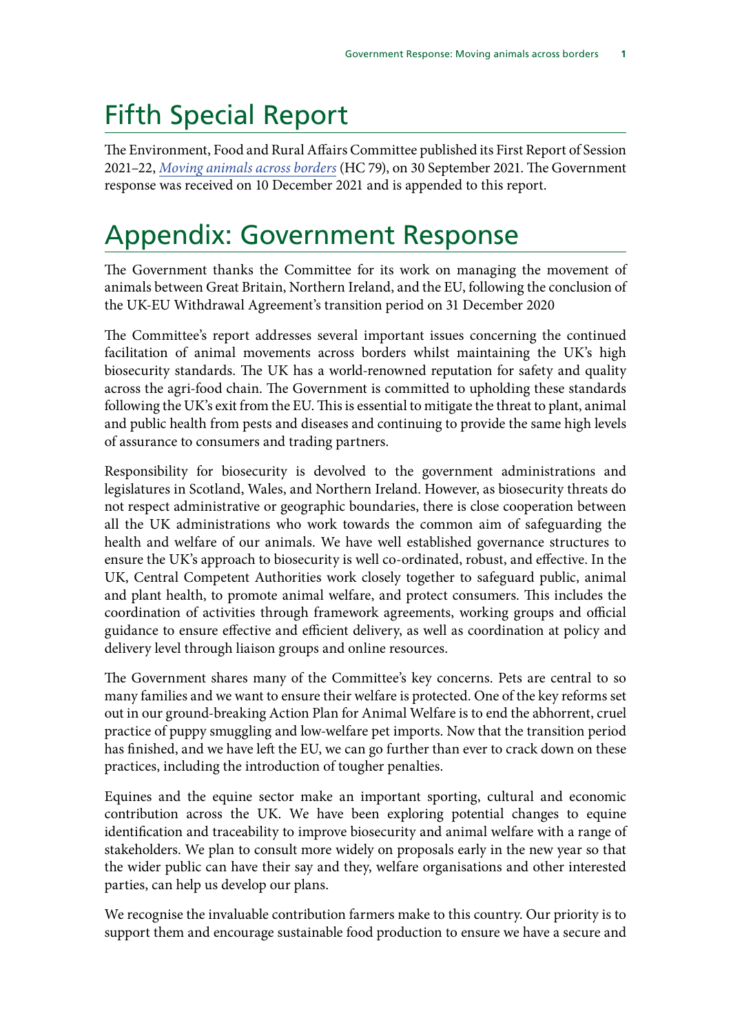# Fifth Special Report

The Environment, Food and Rural Affairs Committee published its First Report of Session 2021–22, *Moving animals across borders* (HC 79), on 30 September 2021. The Government response was received on 10 December 2021 and is appended to this report.

# Appendix: Government Response

The Government thanks the Committee for its work on managing the movement of animals between Great Britain, Northern Ireland, and the EU, following the conclusion of the UK-EU Withdrawal Agreement's transition period on 31 December 2020

The Committee's report addresses several important issues concerning the continued facilitation of animal movements across borders whilst maintaining the UK's high biosecurity standards. The UK has a world-renowned reputation for safety and quality across the agri-food chain. The Government is committed to upholding these standards following the UK's exit from the EU. This is essential to mitigate the threat to plant, animal and public health from pests and diseases and continuing to provide the same high levels of assurance to consumers and trading partners.

Responsibility for biosecurity is devolved to the government administrations and legislatures in Scotland, Wales, and Northern Ireland. However, as biosecurity threats do not respect administrative or geographic boundaries, there is close cooperation between all the UK administrations who work towards the common aim of safeguarding the health and welfare of our animals. We have well established governance structures to ensure the UK's approach to biosecurity is well co-ordinated, robust, and effective. In the UK, Central Competent Authorities work closely together to safeguard public, animal and plant health, to promote animal welfare, and protect consumers. This includes the coordination of activities through framework agreements, working groups and official guidance to ensure effective and efficient delivery, as well as coordination at policy and delivery level through liaison groups and online resources.

The Government shares many of the Committee's key concerns. Pets are central to so many families and we want to ensure their welfare is protected. One of the key reforms set out in our ground-breaking Action Plan for Animal Welfare is to end the abhorrent, cruel practice of puppy smuggling and low-welfare pet imports. Now that the transition period has finished, and we have left the EU, we can go further than ever to crack down on these practices, including the introduction of tougher penalties.

Equines and the equine sector make an important sporting, cultural and economic contribution across the UK. We have been exploring potential changes to equine identification and traceability to improve biosecurity and animal welfare with a range of stakeholders. We plan to consult more widely on proposals early in the new year so that the wider public can have their say and they, welfare organisations and other interested parties, can help us develop our plans.

We recognise the invaluable contribution farmers make to this country. Our priority is to support them and encourage sustainable food production to ensure we have a secure and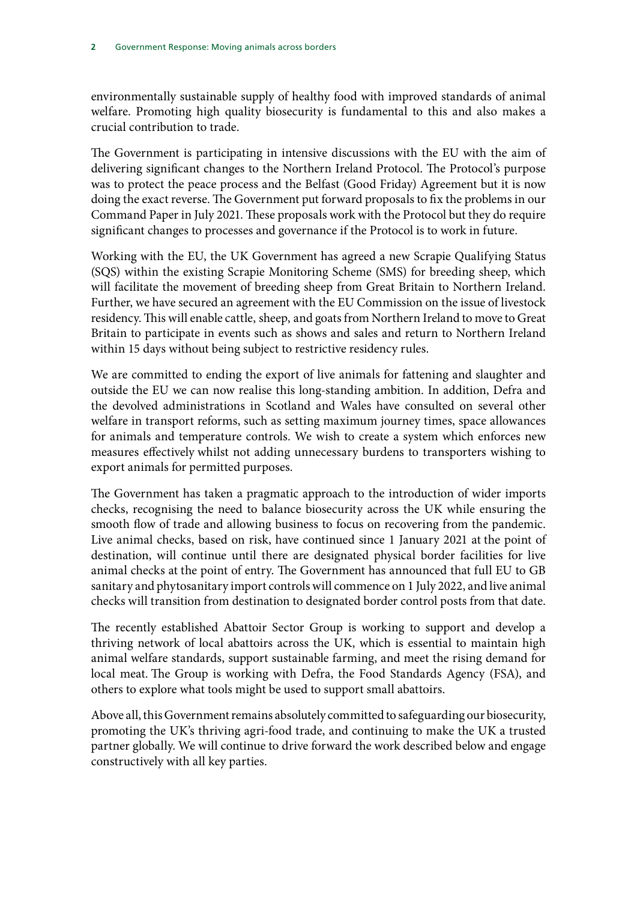environmentally sustainable supply of healthy food with improved standards of animal welfare. Promoting high quality biosecurity is fundamental to this and also makes a crucial contribution to trade.

The Government is participating in intensive discussions with the EU with the aim of delivering significant changes to the Northern Ireland Protocol. The Protocol's purpose was to protect the peace process and the Belfast (Good Friday) Agreement but it is now doing the exact reverse. The Government put forward proposals to fix the problems in our Command Paper in July 2021. These proposals work with the Protocol but they do require significant changes to processes and governance if the Protocol is to work in future.

Working with the EU, the UK Government has agreed a new Scrapie Qualifying Status (SQS) within the existing Scrapie Monitoring Scheme (SMS) for breeding sheep, which will facilitate the movement of breeding sheep from Great Britain to Northern Ireland. Further, we have secured an agreement with the EU Commission on the issue of livestock residency. This will enable cattle, sheep, and goats from Northern Ireland to move to Great Britain to participate in events such as shows and sales and return to Northern Ireland within 15 days without being subject to restrictive residency rules.

We are committed to ending the export of live animals for fattening and slaughter and outside the EU we can now realise this long-standing ambition. In addition, Defra and the devolved administrations in Scotland and Wales have consulted on several other welfare in transport reforms, such as setting maximum journey times, space allowances for animals and temperature controls. We wish to create a system which enforces new measures effectively whilst not adding unnecessary burdens to transporters wishing to export animals for permitted purposes.

The Government has taken a pragmatic approach to the introduction of wider imports checks, recognising the need to balance biosecurity across the UK while ensuring the smooth flow of trade and allowing business to focus on recovering from the pandemic. Live animal checks, based on risk, have continued since 1 January 2021 at the point of destination, will continue until there are designated physical border facilities for live animal checks at the point of entry. The Government has announced that full EU to GB sanitary and phytosanitary import controls will commence on 1 July 2022, and live animal checks will transition from destination to designated border control posts from that date.

The recently established Abattoir Sector Group is working to support and develop a thriving network of local abattoirs across the UK, which is essential to maintain high animal welfare standards, support sustainable farming, and meet the rising demand for local meat. The Group is working with Defra, the Food Standards Agency (FSA), and others to explore what tools might be used to support small abattoirs.

Above all, this Government remains absolutely committed to safeguarding our biosecurity, promoting the UK's thriving agri-food trade, and continuing to make the UK a trusted partner globally. We will continue to drive forward the work described below and engage constructively with all key parties.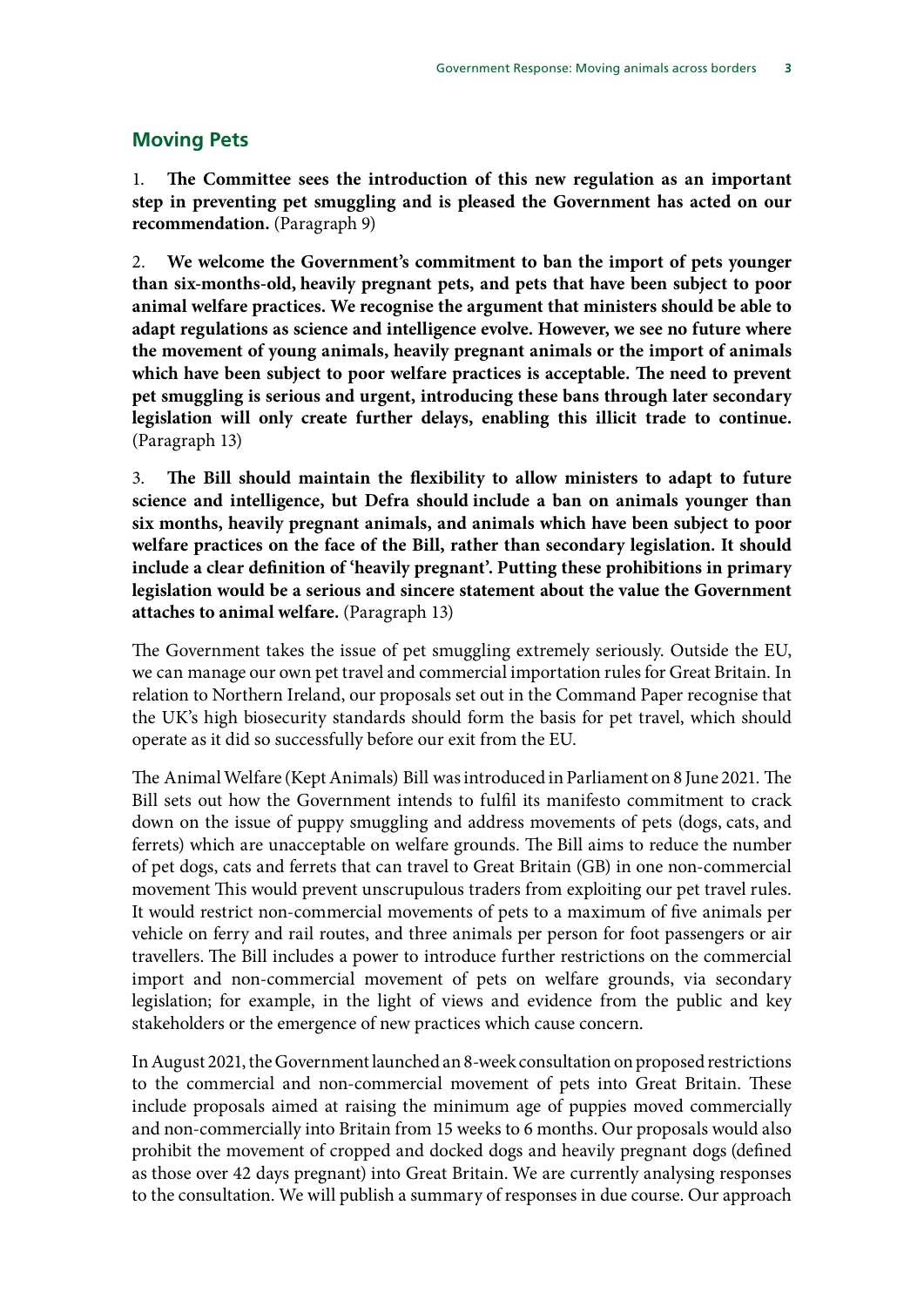## Moving Pets

1. **The Committee sees the introduction of this new regulation as an important step in preventing pet smuggling and is pleased the Government has acted on our recommendation.** (Paragraph 9)

2. **We welcome the Government's commitment to ban the import of pets younger than six-months-old, heavily pregnant pets, and pets that have been subject to poor animal welfare practices. We recognise the argument that ministers should be able to adapt regulations as science and intelligence evolve. However, we see no future where the movement of young animals, heavily pregnant animals or the import of animals which have been subject to poor welfare practices is acceptable. The need to prevent pet smuggling is serious and urgent, introducing these bans through later secondary legislation will only create further delays, enabling this illicit trade to continue.** (Paragraph 13)

3. **The Bill should maintain the flexibility to allow ministers to adapt to future science and intelligence, but Defra should include a ban on animals younger than six months, heavily pregnant animals, and animals which have been subject to poor welfare practices on the face of the Bill, rather than secondary legislation. It should include a clear definition of 'heavily pregnant'. Putting these prohibitions in primary legislation would be a serious and sincere statement about the value the Government attaches to animal welfare.** (Paragraph 13)

The Government takes the issue of pet smuggling extremely seriously. Outside the EU, we can manage our own pet travel and commercial importation rules for Great Britain. In relation to Northern Ireland, our proposals set out in the Command Paper recognise that the UK's high biosecurity standards should form the basis for pet travel, which should operate as it did so successfully before our exit from the EU.

The Animal Welfare (Kept Animals) Bill was introduced in Parliament on 8 June 2021. The Bill sets out how the Government intends to fulfil its manifesto commitment to crack down on the issue of puppy smuggling and address movements of pets (dogs, cats, and ferrets) which are unacceptable on welfare grounds. The Bill aims to reduce the number of pet dogs, cats and ferrets that can travel to Great Britain (GB) in one non-commercial movement This would prevent unscrupulous traders from exploiting our pet travel rules. It would restrict non-commercial movements of pets to a maximum of five animals per vehicle on ferry and rail routes, and three animals per person for foot passengers or air travellers. The Bill includes a power to introduce further restrictions on the commercial import and non-commercial movement of pets on welfare grounds, via secondary legislation; for example, in the light of views and evidence from the public and key stakeholders or the emergence of new practices which cause concern.

In August 2021, the Government launched an 8-week consultation on proposed restrictions to the commercial and non-commercial movement of pets into Great Britain. These include proposals aimed at raising the minimum age of puppies moved commercially and non-commercially into Britain from 15 weeks to 6 months. Our proposals would also prohibit the movement of cropped and docked dogs and heavily pregnant dogs (defined as those over 42 days pregnant) into Great Britain. We are currently analysing responses to the consultation. We will publish a summary of responses in due course. Our approach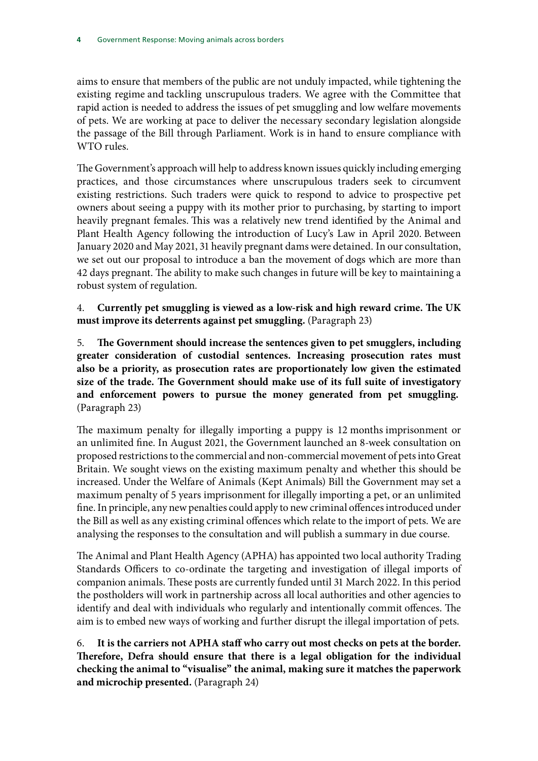aims to ensure that members of the public are not unduly impacted, while tightening the existing regime and tackling unscrupulous traders. We agree with the Committee that rapid action is needed to address the issues of pet smuggling and low welfare movements of pets. We are working at pace to deliver the necessary secondary legislation alongside the passage of the Bill through Parliament. Work is in hand to ensure compliance with WTO rules.

The Government's approach will help to address known issues quickly including emerging practices, and those circumstances where unscrupulous traders seek to circumvent existing restrictions. Such traders were quick to respond to advice to prospective pet owners about seeing a puppy with its mother prior to purchasing, by starting to import heavily pregnant females. This was a relatively new trend identified by the Animal and Plant Health Agency following the introduction of Lucy's Law in April 2020. Between January 2020 and May 2021, 31 heavily pregnant dams were detained. In our consultation, we set out our proposal to introduce a ban the movement of dogs which are more than 42 days pregnant. The ability to make such changes in future will be key to maintaining a robust system of regulation.

4. **Currently pet smuggling is viewed as a low-risk and high reward crime. The UK must improve its deterrents against pet smuggling.** (Paragraph 23)

5. **The Government should increase the sentences given to pet smugglers, including greater consideration of custodial sentences. Increasing prosecution rates must also be a priority, as prosecution rates are proportionately low given the estimated size of the trade. The Government should make use of its full suite of investigatory and enforcement powers to pursue the money generated from pet smuggling.** (Paragraph 23)

The maximum penalty for illegally importing a puppy is 12 months imprisonment or an unlimited fine. In August 2021, the Government launched an 8-week consultation on proposed restrictions to the commercial and non-commercial movement of pets into Great Britain. We sought views on the existing maximum penalty and whether this should be increased. Under the Welfare of Animals (Kept Animals) Bill the Government may set a maximum penalty of 5 years imprisonment for illegally importing a pet, or an unlimited fine. In principle, any new penalties could apply to new criminal offences introduced under the Bill as well as any existing criminal offences which relate to the import of pets. We are analysing the responses to the consultation and will publish a summary in due course.

The Animal and Plant Health Agency (APHA) has appointed two local authority Trading Standards Officers to co-ordinate the targeting and investigation of illegal imports of companion animals. These posts are currently funded until 31 March 2022. In this period the postholders will work in partnership across all local authorities and other agencies to identify and deal with individuals who regularly and intentionally commit offences. The aim is to embed new ways of working and further disrupt the illegal importation of pets.

6. **It is the carriers not APHA staff who carry out most checks on pets at the border. Therefore, Defra should ensure that there is a legal obligation for the individual checking the animal to "visualise" the animal, making sure it matches the paperwork and microchip presented.** (Paragraph 24)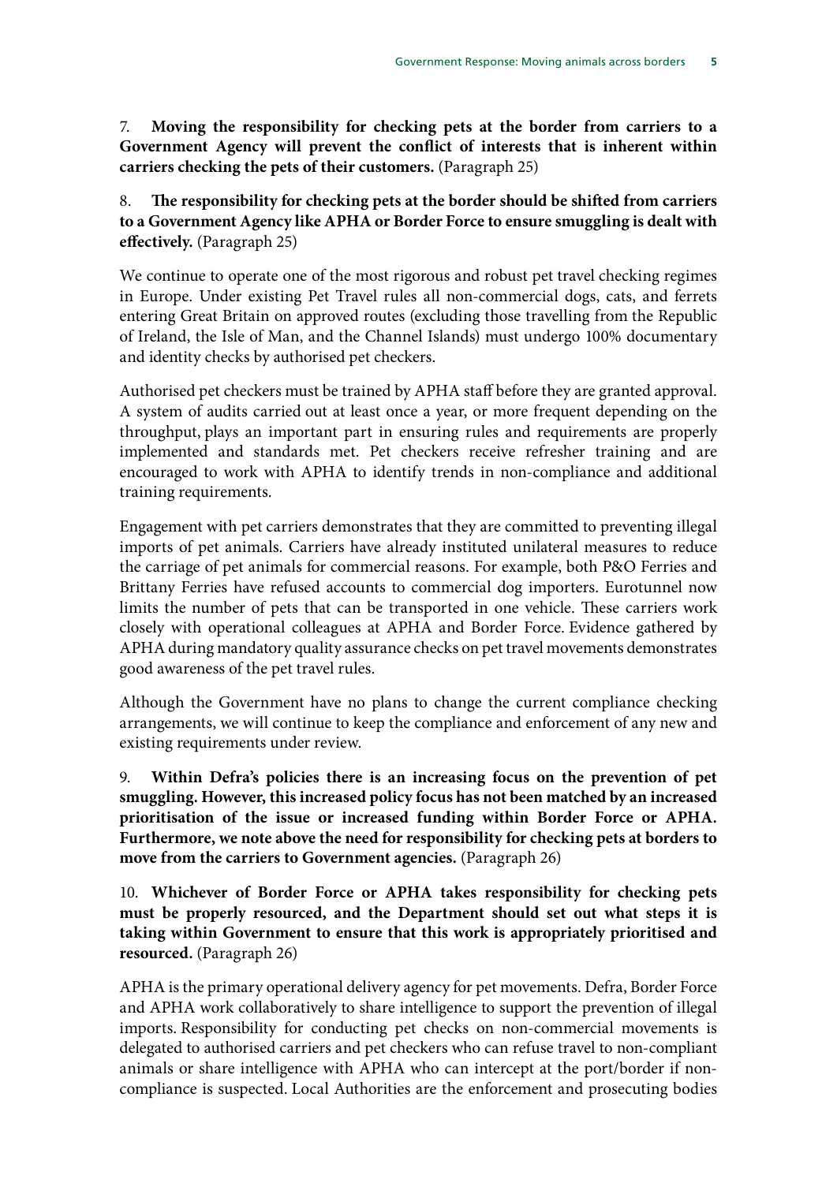7. **Moving the responsibility for checking pets at the border from carriers to a Government Agency will prevent the conflict of interests that is inherent within carriers checking the pets of their customers.** (Paragraph 25)

8. **The responsibility for checking pets at the border should be shifted from carriers to a Government Agency like APHA or Border Force to ensure smuggling is dealt with effectively.** (Paragraph 25)

We continue to operate one of the most rigorous and robust pet travel checking regimes in Europe. Under existing Pet Travel rules all non-commercial dogs, cats, and ferrets entering Great Britain on approved routes (excluding those travelling from the Republic of Ireland, the Isle of Man, and the Channel Islands) must undergo 100% documentary and identity checks by authorised pet checkers.

Authorised pet checkers must be trained by APHA staff before they are granted approval. A system of audits carried out at least once a year, or more frequent depending on the throughput, plays an important part in ensuring rules and requirements are properly implemented and standards met. Pet checkers receive refresher training and are encouraged to work with APHA to identify trends in non-compliance and additional training requirements.

Engagement with pet carriers demonstrates that they are committed to preventing illegal imports of pet animals. Carriers have already instituted unilateral measures to reduce the carriage of pet animals for commercial reasons. For example, both P&O Ferries and Brittany Ferries have refused accounts to commercial dog importers. Eurotunnel now limits the number of pets that can be transported in one vehicle. These carriers work closely with operational colleagues at APHA and Border Force. Evidence gathered by APHA during mandatory quality assurance checks on pet travel movements demonstrates good awareness of the pet travel rules.

Although the Government have no plans to change the current compliance checking arrangements, we will continue to keep the compliance and enforcement of any new and existing requirements under review.

9. **Within Defra's policies there is an increasing focus on the prevention of pet smuggling. However, this increased policy focus has not been matched by an increased prioritisation of the issue or increased funding within Border Force or APHA. Furthermore, we note above the need for responsibility for checking pets at borders to move from the carriers to Government agencies.** (Paragraph 26)

10. **Whichever of Border Force or APHA takes responsibility for checking pets must be properly resourced, and the Department should set out what steps it is taking within Government to ensure that this work is appropriately prioritised and resourced.** (Paragraph 26)

APHA is the primary operational delivery agency for pet movements. Defra, Border Force and APHA work collaboratively to share intelligence to support the prevention of illegal imports. Responsibility for conducting pet checks on non-commercial movements is delegated to authorised carriers and pet checkers who can refuse travel to non-compliant animals or share intelligence with APHA who can intercept at the port/border if non-compliance is suspected. Local Authorities are the enforcement and prosecuting bodies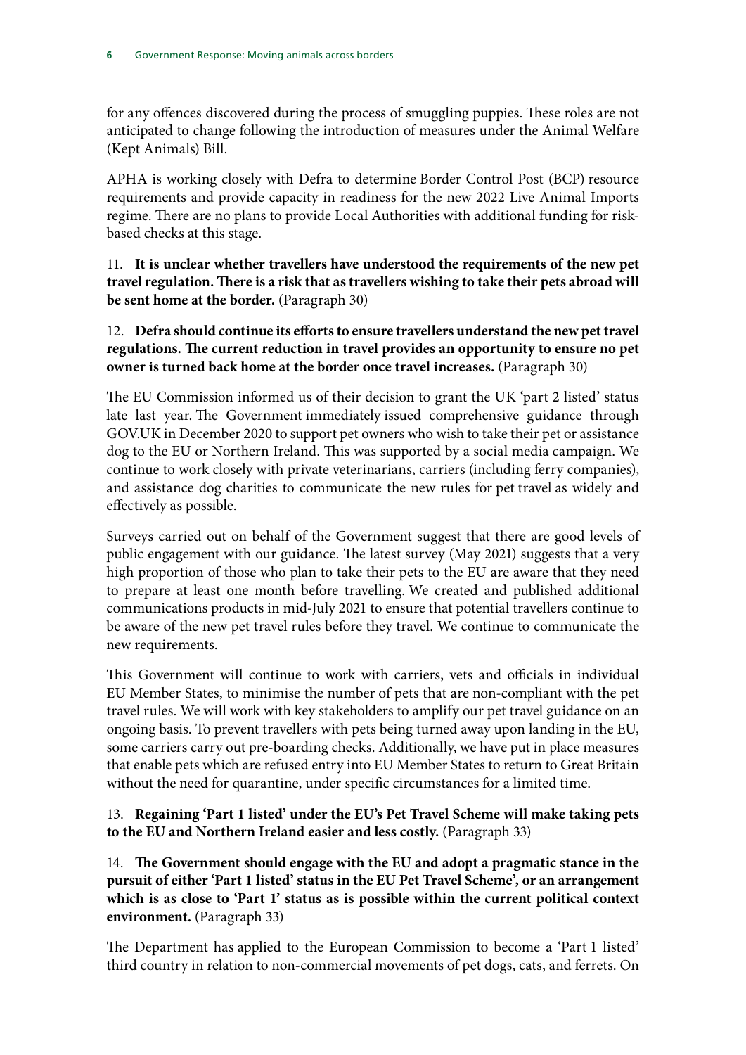for any offences discovered during the process of smuggling puppies. These roles are not anticipated to change following the introduction of measures under the Animal Welfare (Kept Animals) Bill.

APHA is working closely with Defra to determine Border Control Post (BCP) resource requirements and provide capacity in readiness for the new 2022 Live Animal Imports regime. There are no plans to provide Local Authorities with additional funding for risk-based checks at this stage.

11. **It is unclear whether travellers have understood the requirements of the new pet travel regulation. There is a risk that as travellers wishing to take their pets abroad will be sent home at the border.** (Paragraph 30)

12. **Defra should continue its efforts to ensure travellers understand the new pet travel regulations. The current reduction in travel provides an opportunity to ensure no pet owner is turned back home at the border once travel increases.** (Paragraph 30)

The EU Commission informed us of their decision to grant the UK 'part 2 listed' status late last year. The Government immediately issued comprehensive guidance through GOV.UK in December 2020 to support pet owners who wish to take their pet or assistance dog to the EU or Northern Ireland. This was supported by a social media campaign. We continue to work closely with private veterinarians, carriers (including ferry companies), and assistance dog charities to communicate the new rules for pet travel as widely and effectively as possible.

Surveys carried out on behalf of the Government suggest that there are good levels of public engagement with our guidance. The latest survey (May 2021) suggests that a very high proportion of those who plan to take their pets to the EU are aware that they need to prepare at least one month before travelling. We created and published additional communications products in mid-July 2021 to ensure that potential travellers continue to be aware of the new pet travel rules before they travel. We continue to communicate the new requirements.

This Government will continue to work with carriers, vets and officials in individual EU Member States, to minimise the number of pets that are non-compliant with the pet travel rules. We will work with key stakeholders to amplify our pet travel guidance on an ongoing basis. To prevent travellers with pets being turned away upon landing in the EU, some carriers carry out pre-boarding checks. Additionally, we have put in place measures that enable pets which are refused entry into EU Member States to return to Great Britain without the need for quarantine, under specific circumstances for a limited time.

13. **Regaining 'Part 1 listed' under the EU's Pet Travel Scheme will make taking pets to the EU and Northern Ireland easier and less costly.** (Paragraph 33)

14. **The Government should engage with the EU and adopt a pragmatic stance in the pursuit of either 'Part 1 listed' status in the EU Pet Travel Scheme', or an arrangement which is as close to 'Part 1' status as is possible within the current political context environment.** (Paragraph 33)

The Department has applied to the European Commission to become a 'Part 1 listed' third country in relation to non-commercial movements of pet dogs, cats, and ferrets. On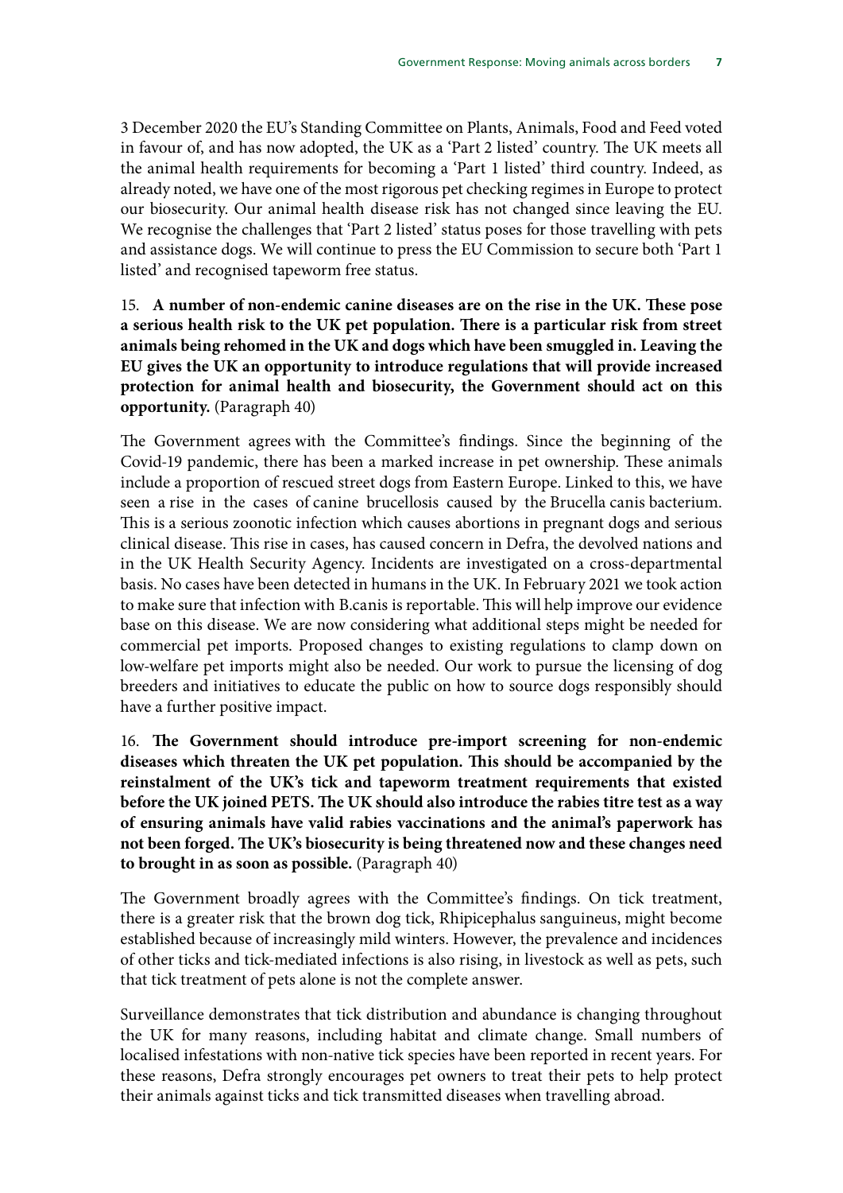3 December 2020 the EU's Standing Committee on Plants, Animals, Food and Feed voted in favour of, and has now adopted, the UK as a 'Part 2 listed' country. The UK meets all the animal health requirements for becoming a 'Part 1 listed' third country. Indeed, as already noted, we have one of the most rigorous pet checking regimes in Europe to protect our biosecurity. Our animal health disease risk has not changed since leaving the EU. We recognise the challenges that 'Part 2 listed' status poses for those travelling with pets and assistance dogs. We will continue to press the EU Commission to secure both 'Part 1 listed' and recognised tapeworm free status.

15. **A number of non-endemic canine diseases are on the rise in the UK. These pose a serious health risk to the UK pet population. There is a particular risk from street animals being rehomed in the UK and dogs which have been smuggled in. Leaving the EU gives the UK an opportunity to introduce regulations that will provide increased protection for animal health and biosecurity, the Government should act on this opportunity.** (Paragraph 40)

The Government agrees with the Committee's findings. Since the beginning of the Covid-19 pandemic, there has been a marked increase in pet ownership. These animals include a proportion of rescued street dogs from Eastern Europe. Linked to this, we have seen a rise in the cases of canine brucellosis caused by the Brucella canis bacterium. This is a serious zoonotic infection which causes abortions in pregnant dogs and serious clinical disease. This rise in cases, has caused concern in Defra, the devolved nations and in the UK Health Security Agency. Incidents are investigated on a cross-departmental basis. No cases have been detected in humans in the UK. In February 2021 we took action to make sure that infection with B.canis is reportable. This will help improve our evidence base on this disease. We are now considering what additional steps might be needed for commercial pet imports. Proposed changes to existing regulations to clamp down on low-welfare pet imports might also be needed. Our work to pursue the licensing of dog breeders and initiatives to educate the public on how to source dogs responsibly should have a further positive impact.

16. **The Government should introduce pre-import screening for non-endemic diseases which threaten the UK pet population. This should be accompanied by the reinstalment of the UK's tick and tapeworm treatment requirements that existed before the UK joined PETS. The UK should also introduce the rabies titre test as a way of ensuring animals have valid rabies vaccinations and the animal's paperwork has not been forged. The UK's biosecurity is being threatened now and these changes need to brought in as soon as possible.** (Paragraph 40)

The Government broadly agrees with the Committee's findings. On tick treatment, there is a greater risk that the brown dog tick, Rhipicephalus sanguineus, might become established because of increasingly mild winters. However, the prevalence and incidences of other ticks and tick-mediated infections is also rising, in livestock as well as pets, such that tick treatment of pets alone is not the complete answer.

Surveillance demonstrates that tick distribution and abundance is changing throughout the UK for many reasons, including habitat and climate change. Small numbers of localised infestations with non-native tick species have been reported in recent years. For these reasons, Defra strongly encourages pet owners to treat their pets to help protect their animals against ticks and tick transmitted diseases when travelling abroad.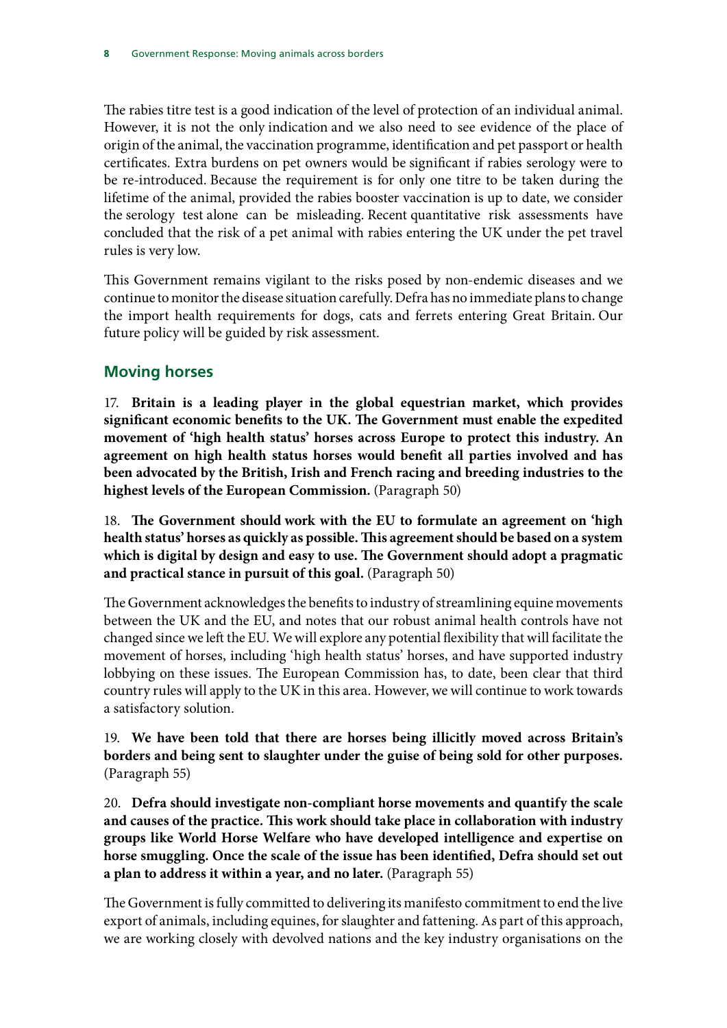The rabies titre test is a good indication of the level of protection of an individual animal. However, it is not the only indication and we also need to see evidence of the place of origin of the animal, the vaccination programme, identification and pet passport or health certificates. Extra burdens on pet owners would be significant if rabies serology were to be re-introduced. Because the requirement is for only one titre to be taken during the lifetime of the animal, provided the rabies booster vaccination is up to date, we consider the serology test alone can be misleading. Recent quantitative risk assessments have concluded that the risk of a pet animal with rabies entering the UK under the pet travel rules is very low.

This Government remains vigilant to the risks posed by non-endemic diseases and we continue to monitor the disease situation carefully. Defra has no immediate plans to change the import health requirements for dogs, cats and ferrets entering Great Britain. Our future policy will be guided by risk assessment.

## Moving horses

17. **Britain is a leading player in the global equestrian market, which provides significant economic benefits to the UK. The Government must enable the expedited movement of 'high health status' horses across Europe to protect this industry. An agreement on high health status horses would benefit all parties involved and has been advocated by the British, Irish and French racing and breeding industries to the highest levels of the European Commission.** (Paragraph 50)

18. **The Government should work with the EU to formulate an agreement on 'high health status' horses as quickly as possible. This agreement should be based on a system which is digital by design and easy to use. The Government should adopt a pragmatic and practical stance in pursuit of this goal.** (Paragraph 50)

The Government acknowledges the benefits to industry of streamlining equine movements between the UK and the EU, and notes that our robust animal health controls have not changed since we left the EU. We will explore any potential flexibility that will facilitate the movement of horses, including 'high health status' horses, and have supported industry lobbying on these issues. The European Commission has, to date, been clear that third country rules will apply to the UK in this area. However, we will continue to work towards a satisfactory solution.

19. **We have been told that there are horses being illicitly moved across Britain's borders and being sent to slaughter under the guise of being sold for other purposes.** (Paragraph 55)

20. **Defra should investigate non-compliant horse movements and quantify the scale and causes of the practice. This work should take place in collaboration with industry groups like World Horse Welfare who have developed intelligence and expertise on horse smuggling. Once the scale of the issue has been identified, Defra should set out a plan to address it within a year, and no later.** (Paragraph 55)

The Government is fully committed to delivering its manifesto commitment to end the live export of animals, including equines, for slaughter and fattening. As part of this approach, we are working closely with devolved nations and the key industry organisations on the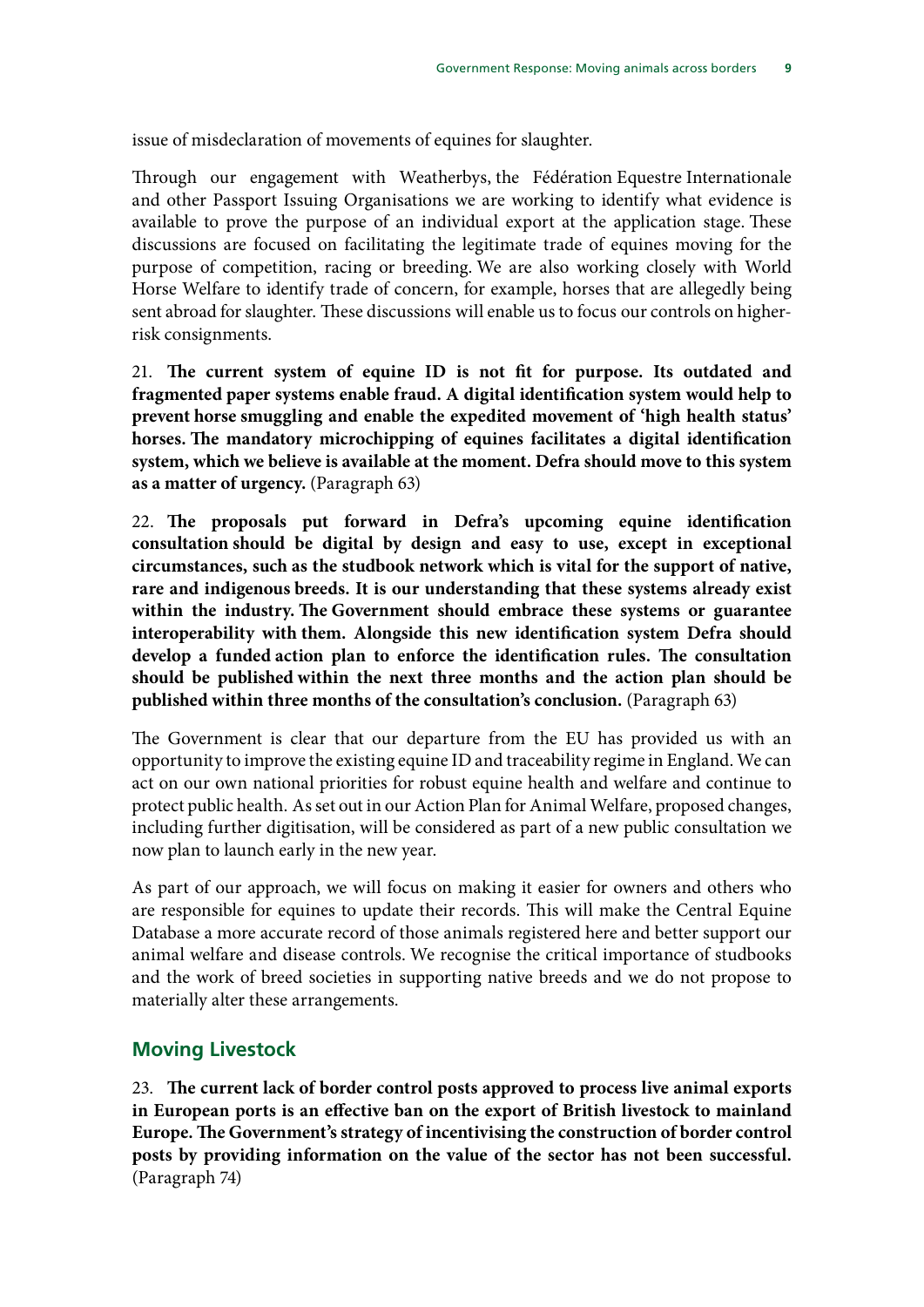issue of misdeclaration of movements of equines for slaughter.

Through our engagement with Weatherbys, the Fédération Equestre Internationale and other Passport Issuing Organisations we are working to identify what evidence is available to prove the purpose of an individual export at the application stage. These discussions are focused on facilitating the legitimate trade of equines moving for the purpose of competition, racing or breeding. We are also working closely with World Horse Welfare to identify trade of concern, for example, horses that are allegedly being sent abroad for slaughter. These discussions will enable us to focus our controls on higher-risk consignments.

21. **The current system of equine ID is not fit for purpose. Its outdated and fragmented paper systems enable fraud. A digital identification system would help to prevent horse smuggling and enable the expedited movement of 'high health status' horses. The mandatory microchipping of equines facilitates a digital identification system, which we believe is available at the moment. Defra should move to this system as a matter of urgency.** (Paragraph 63)

22. **The proposals put forward in Defra's upcoming equine identification consultation should be digital by design and easy to use, except in exceptional circumstances, such as the studbook network which is vital for the support of native, rare and indigenous breeds. It is our understanding that these systems already exist within the industry. The Government should embrace these systems or guarantee interoperability with them. Alongside this new identification system Defra should develop a funded action plan to enforce the identification rules. The consultation should be published within the next three months and the action plan should be published within three months of the consultation's conclusion.** (Paragraph 63)

The Government is clear that our departure from the EU has provided us with an opportunity to improve the existing equine ID and traceability regime in England. We can act on our own national priorities for robust equine health and welfare and continue to protect public health. As set out in our Action Plan for Animal Welfare, proposed changes, including further digitisation, will be considered as part of a new public consultation we now plan to launch early in the new year.

As part of our approach, we will focus on making it easier for owners and others who are responsible for equines to update their records. This will make the Central Equine Database a more accurate record of those animals registered here and better support our animal welfare and disease controls. We recognise the critical importance of studbooks and the work of breed societies in supporting native breeds and we do not propose to materially alter these arrangements.

## Moving Livestock

23. **The current lack of border control posts approved to process live animal exports in European ports is an effective ban on the export of British livestock to mainland Europe. The Government's strategy of incentivising the construction of border control posts by providing information on the value of the sector has not been successful.** (Paragraph 74)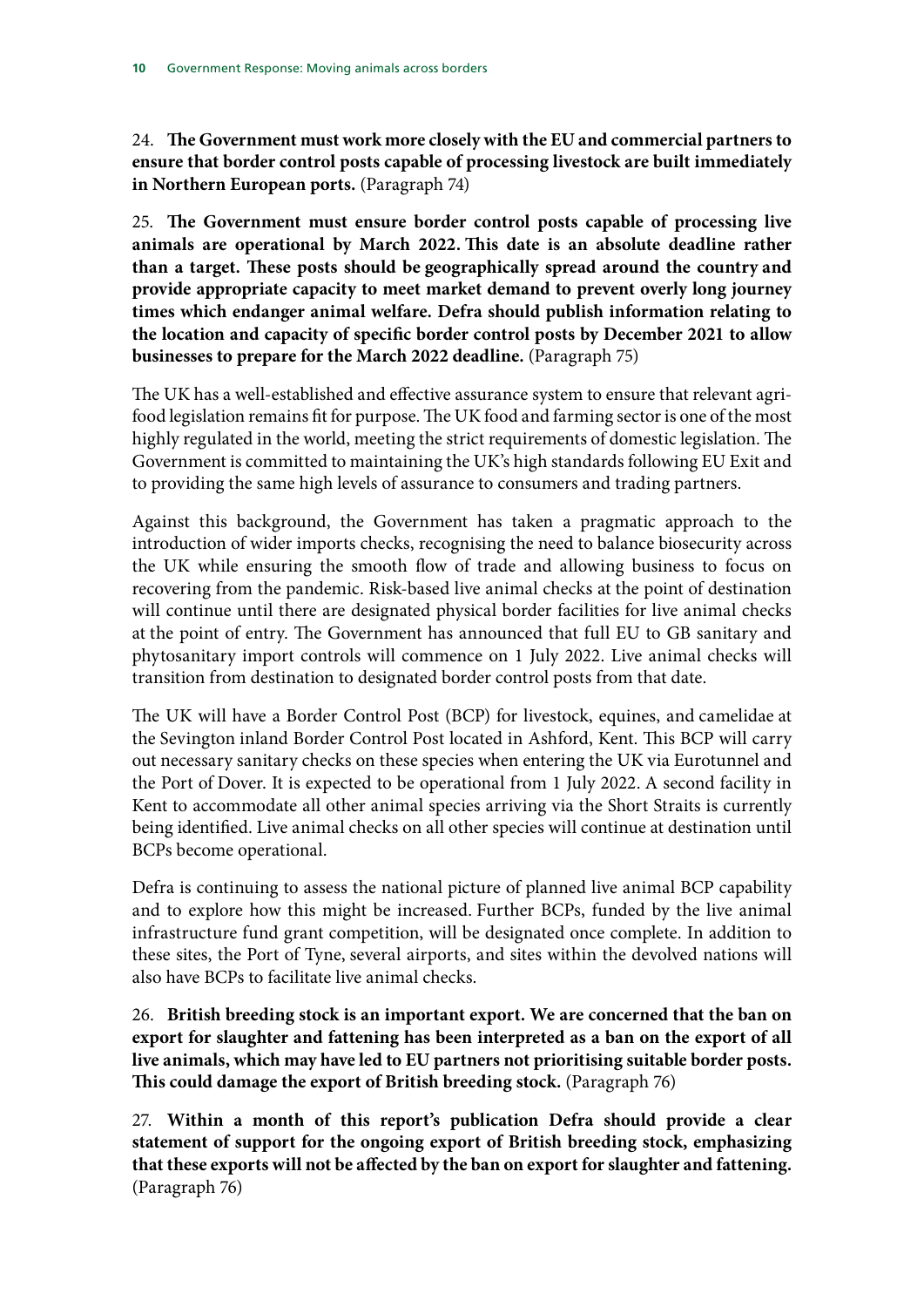24. **The Government must work more closely with the EU and commercial partners to ensure that border control posts capable of processing livestock are built immediately in Northern European ports.** (Paragraph 74)

25. **The Government must ensure border control posts capable of processing live animals are operational by March 2022. This date is an absolute deadline rather than a target. These posts should be geographically spread around the country and provide appropriate capacity to meet market demand to prevent overly long journey times which endanger animal welfare. Defra should publish information relating to the location and capacity of specific border control posts by December 2021 to allow businesses to prepare for the March 2022 deadline.** (Paragraph 75)

The UK has a well-established and effective assurance system to ensure that relevant agri-food legislation remains fit for purpose. The UK food and farming sector is one of the most highly regulated in the world, meeting the strict requirements of domestic legislation. The Government is committed to maintaining the UK's high standards following EU Exit and to providing the same high levels of assurance to consumers and trading partners.

Against this background, the Government has taken a pragmatic approach to the introduction of wider imports checks, recognising the need to balance biosecurity across the UK while ensuring the smooth flow of trade and allowing business to focus on recovering from the pandemic. Risk-based live animal checks at the point of destination will continue until there are designated physical border facilities for live animal checks at the point of entry. The Government has announced that full EU to GB sanitary and phytosanitary import controls will commence on 1 July 2022. Live animal checks will transition from destination to designated border control posts from that date.

The UK will have a Border Control Post (BCP) for livestock, equines, and camelidae at the Sevington inland Border Control Post located in Ashford, Kent. This BCP will carry out necessary sanitary checks on these species when entering the UK via Eurotunnel and the Port of Dover. It is expected to be operational from 1 July 2022. A second facility in Kent to accommodate all other animal species arriving via the Short Straits is currently being identified. Live animal checks on all other species will continue at destination until BCPs become operational.

Defra is continuing to assess the national picture of planned live animal BCP capability and to explore how this might be increased. Further BCPs, funded by the live animal infrastructure fund grant competition, will be designated once complete. In addition to these sites, the Port of Tyne, several airports, and sites within the devolved nations will also have BCPs to facilitate live animal checks.

26. **British breeding stock is an important export. We are concerned that the ban on export for slaughter and fattening has been interpreted as a ban on the export of all live animals, which may have led to EU partners not prioritising suitable border posts. This could damage the export of British breeding stock.** (Paragraph 76)

27. **Within a month of this report's publication Defra should provide a clear statement of support for the ongoing export of British breeding stock, emphasizing that these exports will not be affected by the ban on export for slaughter and fattening.** (Paragraph 76)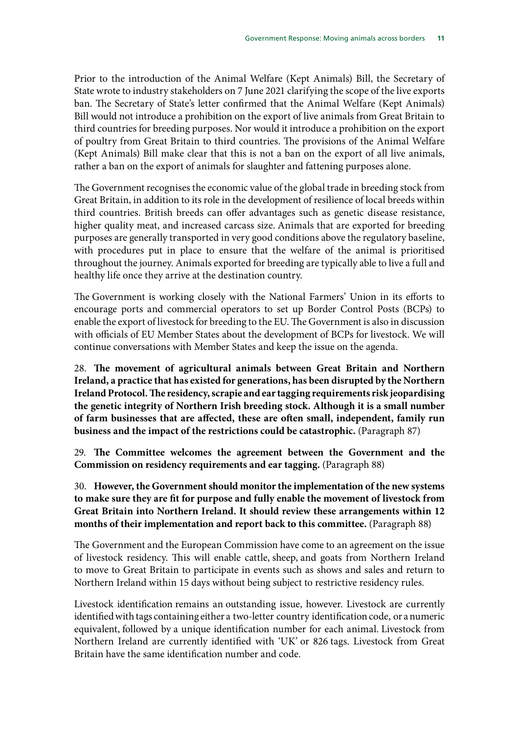Prior to the introduction of the Animal Welfare (Kept Animals) Bill, the Secretary of State wrote to industry stakeholders on 7 June 2021 clarifying the scope of the live exports ban. The Secretary of State's letter confirmed that the Animal Welfare (Kept Animals) Bill would not introduce a prohibition on the export of live animals from Great Britain to third countries for breeding purposes. Nor would it introduce a prohibition on the export of poultry from Great Britain to third countries. The provisions of the Animal Welfare (Kept Animals) Bill make clear that this is not a ban on the export of all live animals, rather a ban on the export of animals for slaughter and fattening purposes alone.

The Government recognises the economic value of the global trade in breeding stock from Great Britain, in addition to its role in the development of resilience of local breeds within third countries. British breeds can offer advantages such as genetic disease resistance, higher quality meat, and increased carcass size. Animals that are exported for breeding purposes are generally transported in very good conditions above the regulatory baseline, with procedures put in place to ensure that the welfare of the animal is prioritised throughout the journey. Animals exported for breeding are typically able to live a full and healthy life once they arrive at the destination country.

The Government is working closely with the National Farmers' Union in its efforts to encourage ports and commercial operators to set up Border Control Posts (BCPs) to enable the export of livestock for breeding to the EU. The Government is also in discussion with officials of EU Member States about the development of BCPs for livestock. We will continue conversations with Member States and keep the issue on the agenda.

28. **The movement of agricultural animals between Great Britain and Northern Ireland, a practice that has existed for generations, has been disrupted by the Northern Ireland Protocol. The residency, scrapie and ear tagging requirements risk jeopardising the genetic integrity of Northern Irish breeding stock. Although it is a small number of farm businesses that are affected, these are often small, independent, family run business and the impact of the restrictions could be catastrophic.** (Paragraph 87)

29. **The Committee welcomes the agreement between the Government and the Commission on residency requirements and ear tagging.** (Paragraph 88)

30. **However, the Government should monitor the implementation of the new systems to make sure they are fit for purpose and fully enable the movement of livestock from Great Britain into Northern Ireland. It should review these arrangements within 12 months of their implementation and report back to this committee.** (Paragraph 88)

The Government and the European Commission have come to an agreement on the issue of livestock residency. This will enable cattle, sheep, and goats from Northern Ireland to move to Great Britain to participate in events such as shows and sales and return to Northern Ireland within 15 days without being subject to restrictive residency rules.

Livestock identification remains an outstanding issue, however. Livestock are currently identified with tags containing either a two-letter country identification code, or a numeric equivalent, followed by a unique identification number for each animal. Livestock from Northern Ireland are currently identified with 'UK' or 826 tags. Livestock from Great Britain have the same identification number and code.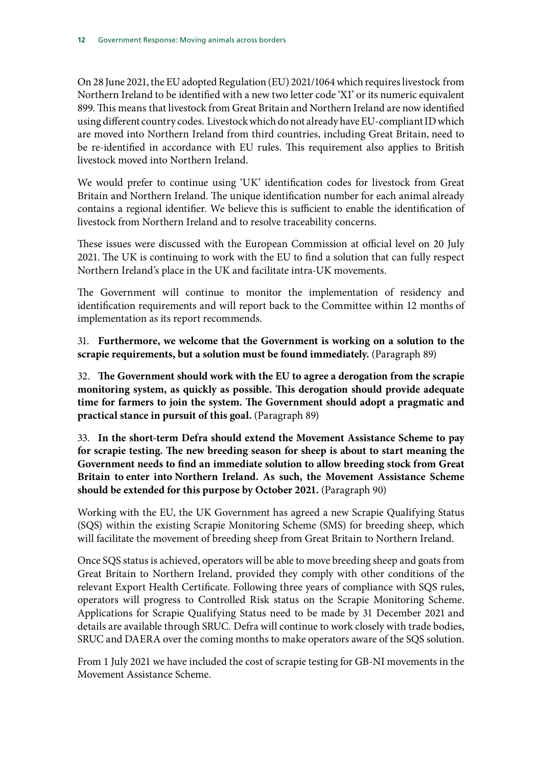On 28 June 2021, the EU adopted Regulation (EU) 2021/1064 which requires livestock from Northern Ireland to be identified with a new two letter code 'XI' or its numeric equivalent 899. This means that livestock from Great Britain and Northern Ireland are now identified using different country codes. Livestock which do not already have EU-compliant ID which are moved into Northern Ireland from third countries, including Great Britain, need to be re-identified in accordance with EU rules. This requirement also applies to British livestock moved into Northern Ireland.

We would prefer to continue using 'UK' identification codes for livestock from Great Britain and Northern Ireland. The unique identification number for each animal already contains a regional identifier. We believe this is sufficient to enable the identification of livestock from Northern Ireland and to resolve traceability concerns.

These issues were discussed with the European Commission at official level on 20 July 2021. The UK is continuing to work with the EU to find a solution that can fully respect Northern Ireland's place in the UK and facilitate intra-UK movements.

The Government will continue to monitor the implementation of residency and identification requirements and will report back to the Committee within 12 months of implementation as its report recommends.

31. **Furthermore, we welcome that the Government is working on a solution to the scrapie requirements, but a solution must be found immediately.** (Paragraph 89)

32. **The Government should work with the EU to agree a derogation from the scrapie monitoring system, as quickly as possible. This derogation should provide adequate time for farmers to join the system. The Government should adopt a pragmatic and practical stance in pursuit of this goal.** (Paragraph 89)

33. **In the short-term Defra should extend the Movement Assistance Scheme to pay for scrapie testing. The new breeding season for sheep is about to start meaning the Government needs to find an immediate solution to allow breeding stock from Great Britain to enter into Northern Ireland. As such, the Movement Assistance Scheme should be extended for this purpose by October 2021.** (Paragraph 90)

Working with the EU, the UK Government has agreed a new Scrapie Qualifying Status (SQS) within the existing Scrapie Monitoring Scheme (SMS) for breeding sheep, which will facilitate the movement of breeding sheep from Great Britain to Northern Ireland.

Once SQS status is achieved, operators will be able to move breeding sheep and goats from Great Britain to Northern Ireland, provided they comply with other conditions of the relevant Export Health Certificate. Following three years of compliance with SQS rules, operators will progress to Controlled Risk status on the Scrapie Monitoring Scheme. Applications for Scrapie Qualifying Status need to be made by 31 December 2021 and details are available through SRUC. Defra will continue to work closely with trade bodies, SRUC and DAERA over the coming months to make operators aware of the SQS solution.

From 1 July 2021 we have included the cost of scrapie testing for GB-NI movements in the Movement Assistance Scheme.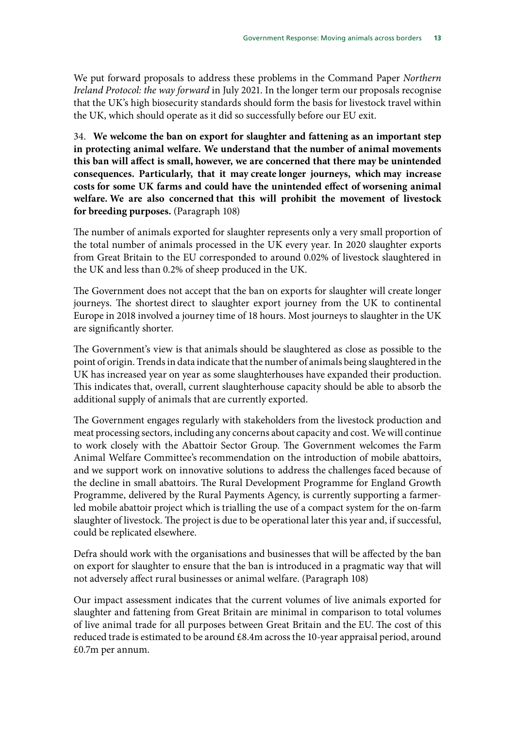We put forward proposals to address these problems in the Command Paper *Northern Ireland Protocol: the way forward* in July 2021. In the longer term our proposals recognise that the UK's high biosecurity standards should form the basis for livestock travel within the UK, which should operate as it did so successfully before our EU exit.

34. **We welcome the ban on export for slaughter and fattening as an important step in protecting animal welfare. We understand that the number of animal movements this ban will affect is small, however, we are concerned that there may be unintended consequences. Particularly, that it may create longer journeys, which may increase costs for some UK farms and could have the unintended effect of worsening animal welfare. We are also concerned that this will prohibit the movement of livestock for breeding purposes.** (Paragraph 108)

The number of animals exported for slaughter represents only a very small proportion of the total number of animals processed in the UK every year. In 2020 slaughter exports from Great Britain to the EU corresponded to around 0.02% of livestock slaughtered in the UK and less than 0.2% of sheep produced in the UK.

The Government does not accept that the ban on exports for slaughter will create longer journeys. The shortest direct to slaughter export journey from the UK to continental Europe in 2018 involved a journey time of 18 hours. Most journeys to slaughter in the UK are significantly shorter.

The Government's view is that animals should be slaughtered as close as possible to the point of origin. Trends in data indicate that the number of animals being slaughtered in the UK has increased year on year as some slaughterhouses have expanded their production. This indicates that, overall, current slaughterhouse capacity should be able to absorb the additional supply of animals that are currently exported.

The Government engages regularly with stakeholders from the livestock production and meat processing sectors, including any concerns about capacity and cost. We will continue to work closely with the Abattoir Sector Group. The Government welcomes the Farm Animal Welfare Committee's recommendation on the introduction of mobile abattoirs, and we support work on innovative solutions to address the challenges faced because of the decline in small abattoirs. The Rural Development Programme for England Growth Programme, delivered by the Rural Payments Agency, is currently supporting a farmer-led mobile abattoir project which is trialling the use of a compact system for the on-farm slaughter of livestock. The project is due to be operational later this year and, if successful, could be replicated elsewhere.

Defra should work with the organisations and businesses that will be affected by the ban on export for slaughter to ensure that the ban is introduced in a pragmatic way that will not adversely affect rural businesses or animal welfare. (Paragraph 108)

Our impact assessment indicates that the current volumes of live animals exported for slaughter and fattening from Great Britain are minimal in comparison to total volumes of live animal trade for all purposes between Great Britain and the EU. The cost of this reduced trade is estimated to be around £8.4m across the 10-year appraisal period, around £0.7m per annum.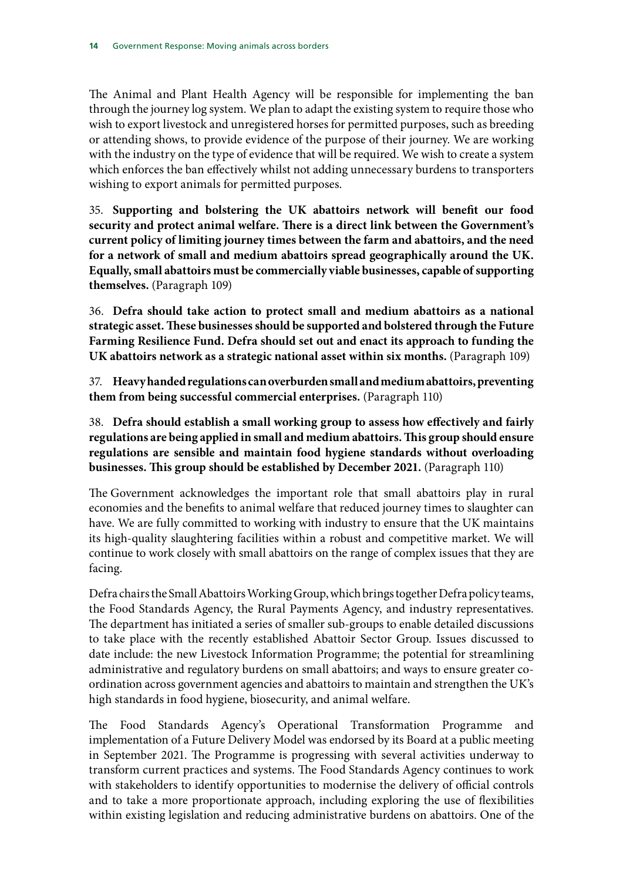The Animal and Plant Health Agency will be responsible for implementing the ban through the journey log system. We plan to adapt the existing system to require those who wish to export livestock and unregistered horses for permitted purposes, such as breeding or attending shows, to provide evidence of the purpose of their journey. We are working with the industry on the type of evidence that will be required. We wish to create a system which enforces the ban effectively whilst not adding unnecessary burdens to transporters wishing to export animals for permitted purposes.

35. **Supporting and bolstering the UK abattoirs network will benefit our food security and protect animal welfare. There is a direct link between the Government's current policy of limiting journey times between the farm and abattoirs, and the need for a network of small and medium abattoirs spread geographically around the UK. Equally, small abattoirs must be commercially viable businesses, capable of supporting themselves.** (Paragraph 109)

36. **Defra should take action to protect small and medium abattoirs as a national strategic asset. These businesses should be supported and bolstered through the Future Farming Resilience Fund. Defra should set out and enact its approach to funding the UK abattoirs network as a strategic national asset within six months.** (Paragraph 109)

37. **Heavy handed regulations can overburden small and medium abattoirs, preventing them from being successful commercial enterprises.** (Paragraph 110)

38. **Defra should establish a small working group to assess how effectively and fairly regulations are being applied in small and medium abattoirs. This group should ensure regulations are sensible and maintain food hygiene standards without overloading businesses. This group should be established by December 2021.** (Paragraph 110)

The Government acknowledges the important role that small abattoirs play in rural economies and the benefits to animal welfare that reduced journey times to slaughter can have. We are fully committed to working with industry to ensure that the UK maintains its high-quality slaughtering facilities within a robust and competitive market. We will continue to work closely with small abattoirs on the range of complex issues that they are facing.

Defra chairs the Small Abattoirs Working Group, which brings together Defra policy teams, the Food Standards Agency, the Rural Payments Agency, and industry representatives. The department has initiated a series of smaller sub-groups to enable detailed discussions to take place with the recently established Abattoir Sector Group. Issues discussed to date include: the new Livestock Information Programme; the potential for streamlining administrative and regulatory burdens on small abattoirs; and ways to ensure greater co-ordination across government agencies and abattoirs to maintain and strengthen the UK's high standards in food hygiene, biosecurity, and animal welfare.

The Food Standards Agency's Operational Transformation Programme and implementation of a Future Delivery Model was endorsed by its Board at a public meeting in September 2021. The Programme is progressing with several activities underway to transform current practices and systems. The Food Standards Agency continues to work with stakeholders to identify opportunities to modernise the delivery of official controls and to take a more proportionate approach, including exploring the use of flexibilities within existing legislation and reducing administrative burdens on abattoirs. One of the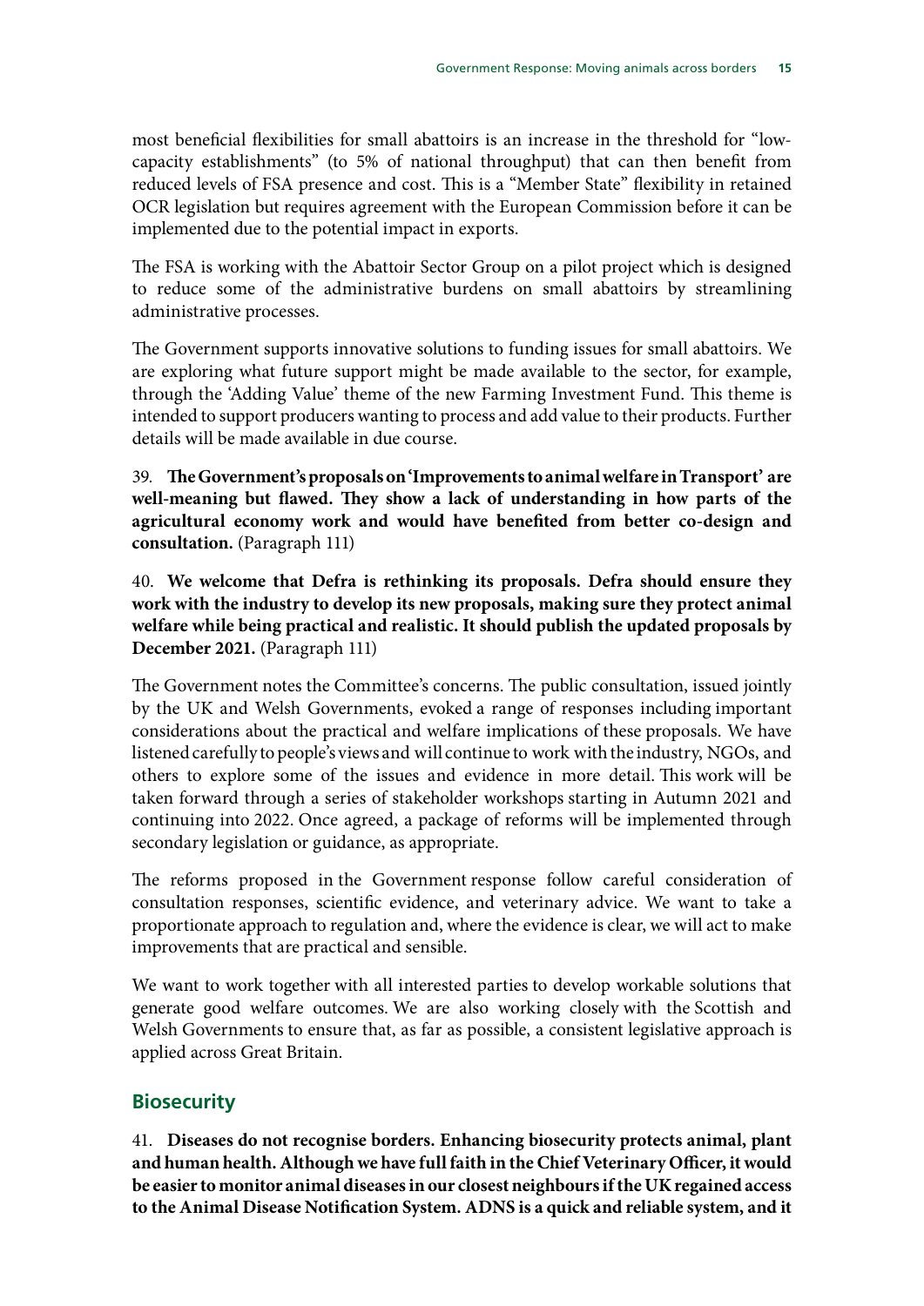most beneficial flexibilities for small abattoirs is an increase in the threshold for "low-capacity establishments" (to 5% of national throughput) that can then benefit from reduced levels of FSA presence and cost. This is a "Member State" flexibility in retained OCR legislation but requires agreement with the European Commission before it can be implemented due to the potential impact in exports.

The FSA is working with the Abattoir Sector Group on a pilot project which is designed to reduce some of the administrative burdens on small abattoirs by streamlining administrative processes.

The Government supports innovative solutions to funding issues for small abattoirs. We are exploring what future support might be made available to the sector, for example, through the 'Adding Value' theme of the new Farming Investment Fund. This theme is intended to support producers wanting to process and add value to their products. Further details will be made available in due course.

39. **The Government's proposals on 'Improvements to animal welfare in Transport' are well-meaning but flawed. They show a lack of understanding in how parts of the agricultural economy work and would have benefited from better co-design and consultation.** (Paragraph 111)

40. **We welcome that Defra is rethinking its proposals. Defra should ensure they work with the industry to develop its new proposals, making sure they protect animal welfare while being practical and realistic. It should publish the updated proposals by December 2021.** (Paragraph 111)

The Government notes the Committee's concerns. The public consultation, issued jointly by the UK and Welsh Governments, evoked a range of responses including important considerations about the practical and welfare implications of these proposals. We have listened carefully to people's views and will continue to work with the industry, NGOs, and others to explore some of the issues and evidence in more detail. This work will be taken forward through a series of stakeholder workshops starting in Autumn 2021 and continuing into 2022. Once agreed, a package of reforms will be implemented through secondary legislation or guidance, as appropriate.

The reforms proposed in the Government response follow careful consideration of consultation responses, scientific evidence, and veterinary advice. We want to take a proportionate approach to regulation and, where the evidence is clear, we will act to make improvements that are practical and sensible.

We want to work together with all interested parties to develop workable solutions that generate good welfare outcomes. We are also working closely with the Scottish and Welsh Governments to ensure that, as far as possible, a consistent legislative approach is applied across Great Britain.

## Biosecurity

41. **Diseases do not recognise borders. Enhancing biosecurity protects animal, plant and human health. Although we have full faith in the Chief Veterinary Officer, it would be easier to monitor animal diseases in our closest neighbours if the UK regained access to the Animal Disease Notification System. ADNS is a quick and reliable system, and it**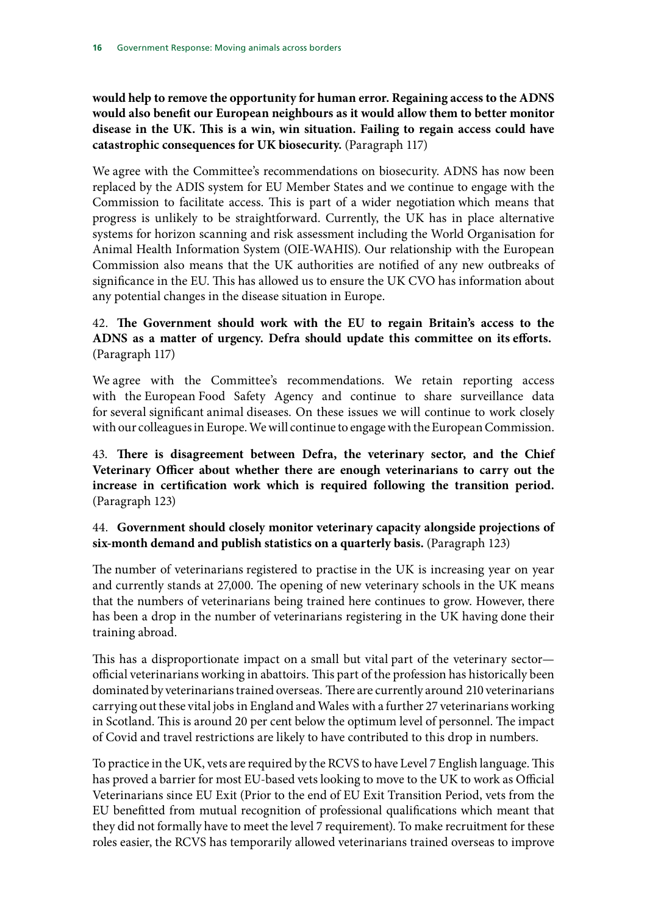**would help to remove the opportunity for human error. Regaining access to the ADNS would also benefit our European neighbours as it would allow them to better monitor disease in the UK. This is a win, win situation. Failing to regain access could have catastrophic consequences for UK biosecurity.** (Paragraph 117)

We agree with the Committee's recommendations on biosecurity. ADNS has now been replaced by the ADIS system for EU Member States and we continue to engage with the Commission to facilitate access. This is part of a wider negotiation which means that progress is unlikely to be straightforward. Currently, the UK has in place alternative systems for horizon scanning and risk assessment including the World Organisation for Animal Health Information System (OIE-WAHIS). Our relationship with the European Commission also means that the UK authorities are notified of any new outbreaks of significance in the EU. This has allowed us to ensure the UK CVO has information about any potential changes in the disease situation in Europe.

42. **The Government should work with the EU to regain Britain's access to the ADNS as a matter of urgency. Defra should update this committee on its efforts.** (Paragraph 117)

We agree with the Committee's recommendations. We retain reporting access with the European Food Safety Agency and continue to share surveillance data for several significant animal diseases. On these issues we will continue to work closely with our colleagues in Europe. We will continue to engage with the European Commission.

43. **There is disagreement between Defra, the veterinary sector, and the Chief Veterinary Officer about whether there are enough veterinarians to carry out the increase in certification work which is required following the transition period.** (Paragraph 123)

44. **Government should closely monitor veterinary capacity alongside projections of six-month demand and publish statistics on a quarterly basis.** (Paragraph 123)

The number of veterinarians registered to practise in the UK is increasing year on year and currently stands at 27,000. The opening of new veterinary schools in the UK means that the numbers of veterinarians being trained here continues to grow. However, there has been a drop in the number of veterinarians registering in the UK having done their training abroad.

This has a disproportionate impact on a small but vital part of the veterinary sector—official veterinarians working in abattoirs. This part of the profession has historically been dominated by veterinarians trained overseas. There are currently around 210 veterinarians carrying out these vital jobs in England and Wales with a further 27 veterinarians working in Scotland. This is around 20 per cent below the optimum level of personnel. The impact of Covid and travel restrictions are likely to have contributed to this drop in numbers.

To practice in the UK, vets are required by the RCVS to have Level 7 English language. This has proved a barrier for most EU-based vets looking to move to the UK to work as Official Veterinarians since EU Exit (Prior to the end of EU Exit Transition Period, vets from the EU benefitted from mutual recognition of professional qualifications which meant that they did not formally have to meet the level 7 requirement). To make recruitment for these roles easier, the RCVS has temporarily allowed veterinarians trained overseas to improve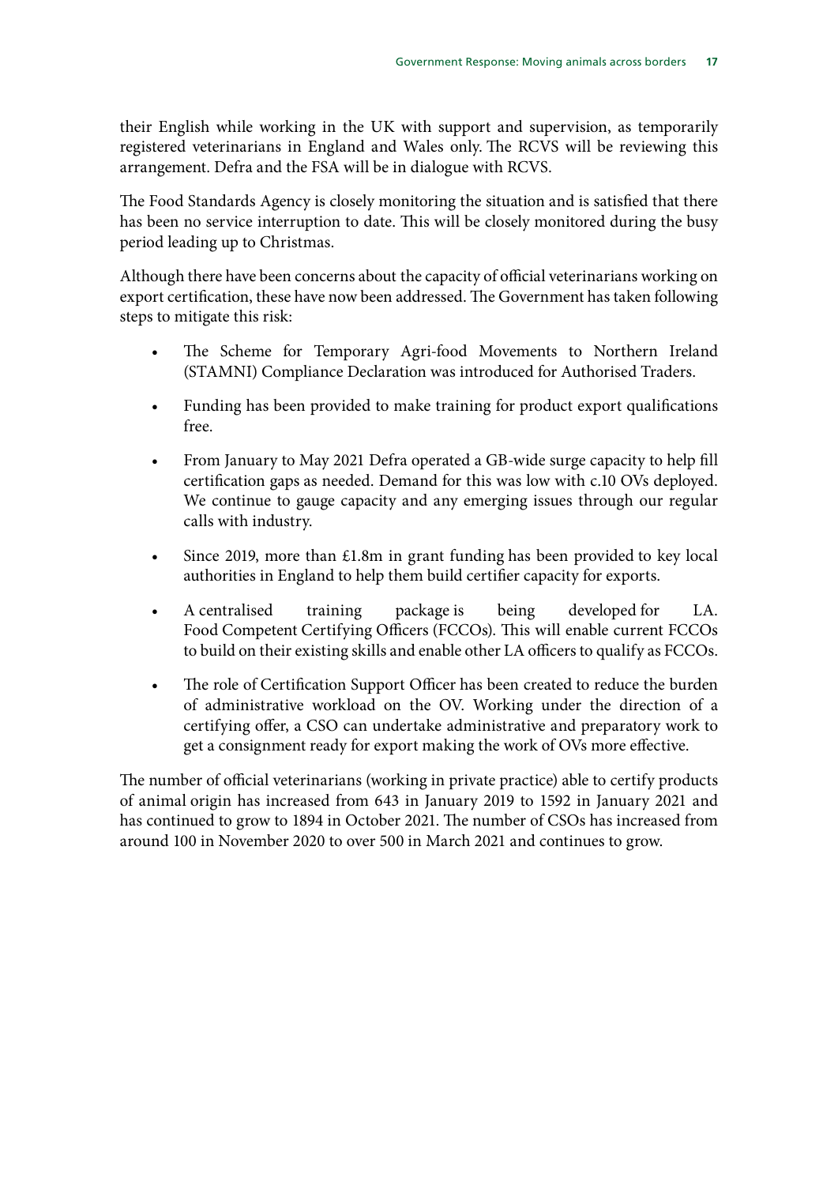their English while working in the UK with support and supervision, as temporarily registered veterinarians in England and Wales only. The RCVS will be reviewing this arrangement. Defra and the FSA will be in dialogue with RCVS.

The Food Standards Agency is closely monitoring the situation and is satisfied that there has been no service interruption to date. This will be closely monitored during the busy period leading up to Christmas.

Although there have been concerns about the capacity of official veterinarians working on export certification, these have now been addressed. The Government has taken following steps to mitigate this risk:

- The Scheme for Temporary Agri-food Movements to Northern Ireland (STAMNI) Compliance Declaration was introduced for Authorised Traders.
- Funding has been provided to make training for product export qualifications free.
- From January to May 2021 Defra operated a GB-wide surge capacity to help fill certification gaps as needed. Demand for this was low with c.10 OVs deployed. We continue to gauge capacity and any emerging issues through our regular calls with industry.
- Since 2019, more than £1.8m in grant funding has been provided to key local authorities in England to help them build certifier capacity for exports.
- A centralised training package is being developed for LA. Food Competent Certifying Officers (FCCOs). This will enable current FCCOs to build on their existing skills and enable other LA officers to qualify as FCCOs.
- The role of Certification Support Officer has been created to reduce the burden of administrative workload on the OV. Working under the direction of a certifying offer, a CSO can undertake administrative and preparatory work to get a consignment ready for export making the work of OVs more effective.

The number of official veterinarians (working in private practice) able to certify products of animal origin has increased from 643 in January 2019 to 1592 in January 2021 and has continued to grow to 1894 in October 2021. The number of CSOs has increased from around 100 in November 2020 to over 500 in March 2021 and continues to grow.